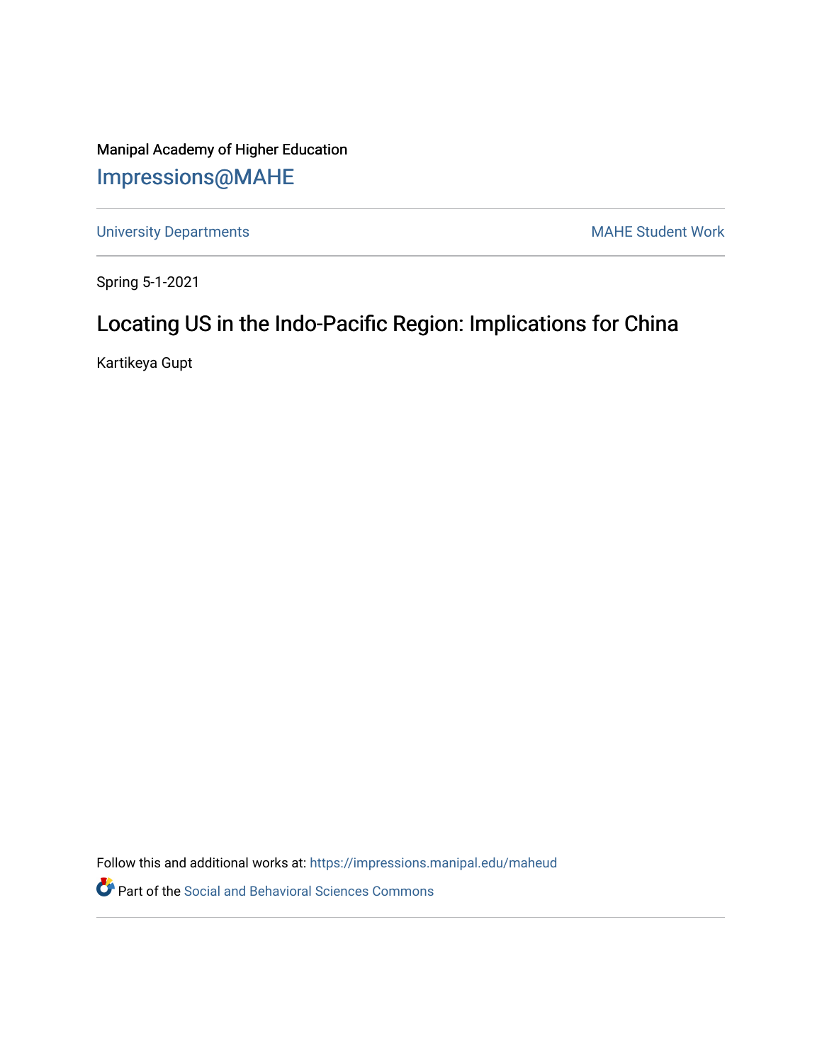Manipal Academy of Higher Education

Impressions@MAHE

University Departments | MAHE Student Work

Spring 5-1-2021

# Locating US in the Indo-Pacific Region: Implications for China

Kartikeya Gupt

Follow this and additional works at: https://impressions.manipal.edu/maheud

Part of the Social and Behavioral Sciences Commons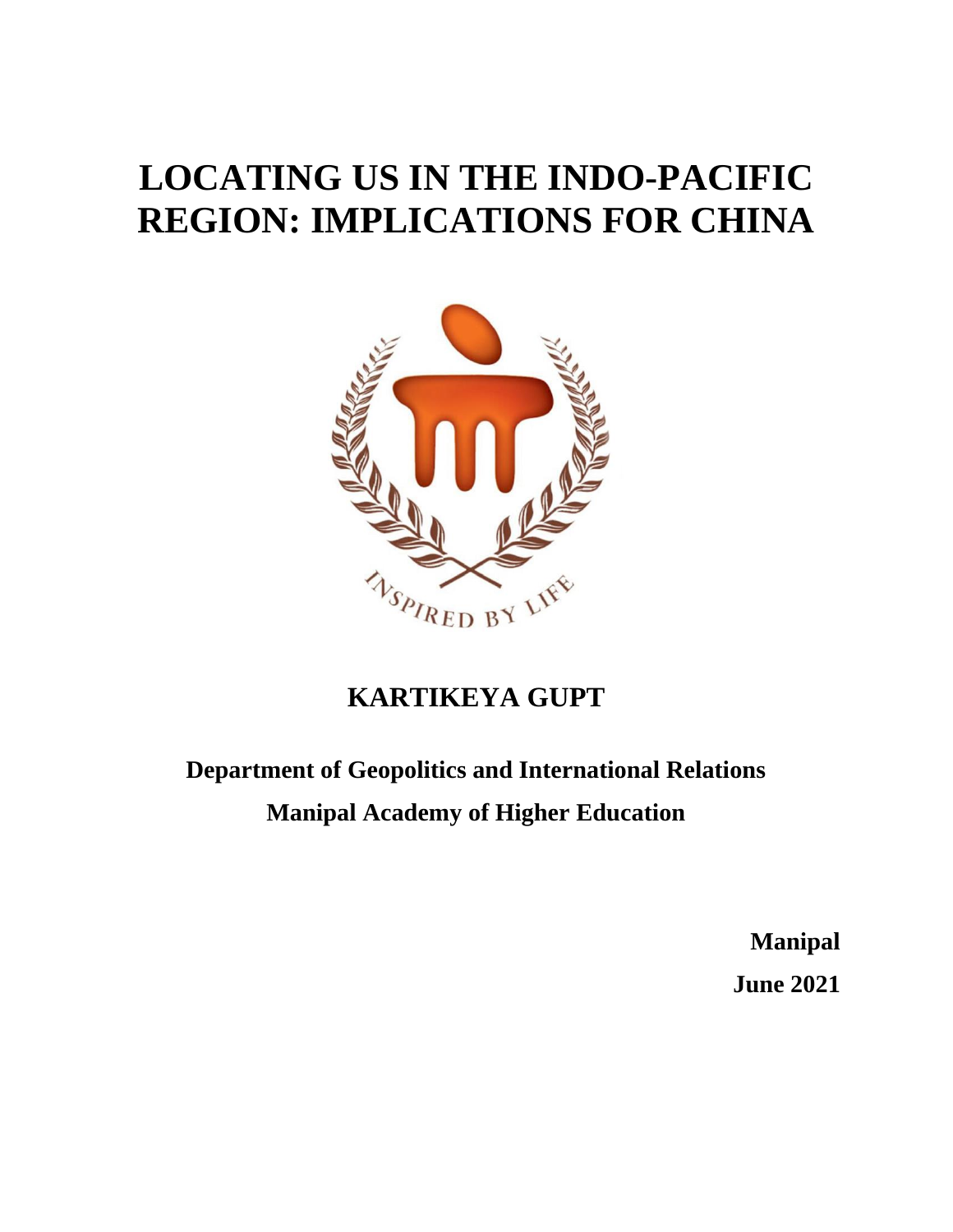# LOCATING US IN THE INDO-PACIFIC REGION: IMPLICATIONS FOR CHINA

INSPIRED BY LIFE

## KARTIKEYA GUPT

**Department of Geopolitics and International Relations**

**Manipal Academy of Higher Education**

**Manipal**

**June 2021**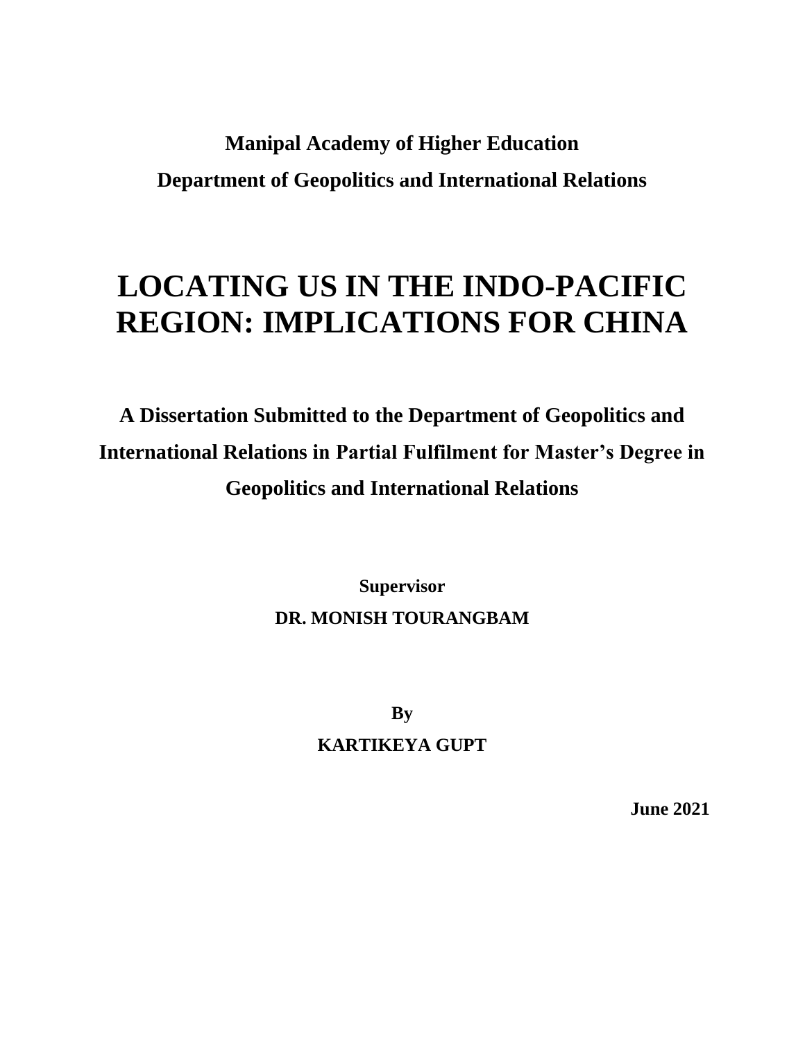**Manipal Academy of Higher Education**

**Department of Geopolitics and International Relations**

# LOCATING US IN THE INDO-PACIFIC REGION: IMPLICATIONS FOR CHINA

**A Dissertation Submitted to the Department of Geopolitics and International Relations in Partial Fulfilment for Master's Degree in Geopolitics and International Relations**

**Supervisor**

**DR. MONISH TOURANGBAM**

**By**

**KARTIKEYA GUPT**

**June 2021**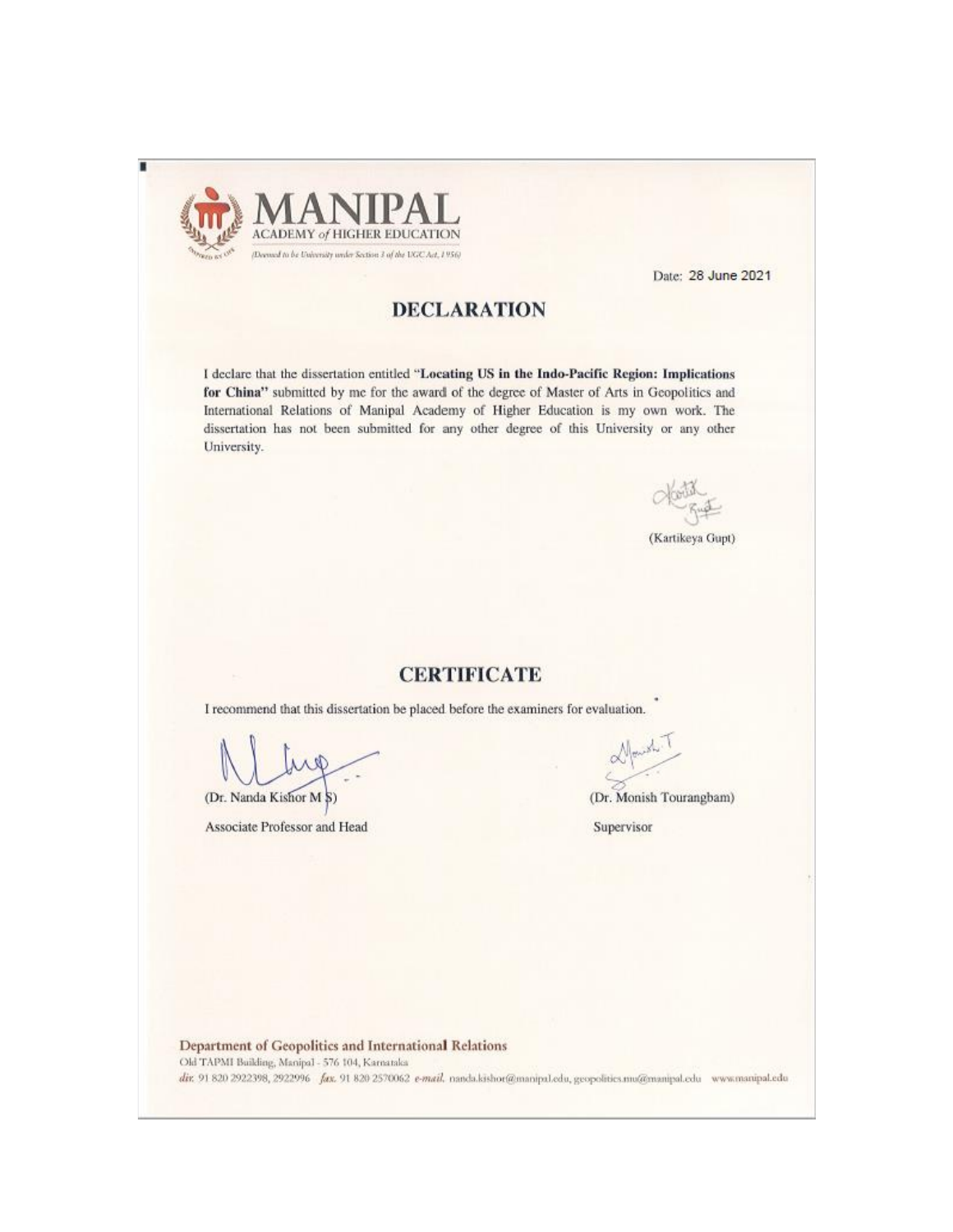**MANIPAL**
ACADEMY *of* HIGHER EDUCATION
*(Deemed to be University under Section 3 of the UGC Act, 1956)*

Date: 28 June 2021

## DECLARATION

I declare that the dissertation entitled "**Locating US in the Indo-Pacific Region: Implications for China**" submitted by me for the award of the degree of Master of Arts in Geopolitics and International Relations of Manipal Academy of Higher Education is my own work. The dissertation has not been submitted for any other degree of this University or any other University.

(Kartikeya Gupt)

## CERTIFICATE

I recommend that this dissertation be placed before the examiners for evaluation.

(Dr. Nanda Kishor M S)
Associate Professor and Head

(Dr. Monish Tourangbam)
Supervisor

**Department of Geopolitics and International Relations**
Old TAPMI Building, Manipal - 576 104, Karnataka
*dir.* 91 820 2922398, 2922996 *fax.* 91 820 2570062 *e-mail.* nanda.kishor@manipal.edu, geopolitics.mu@manipal.edu www.manipal.edu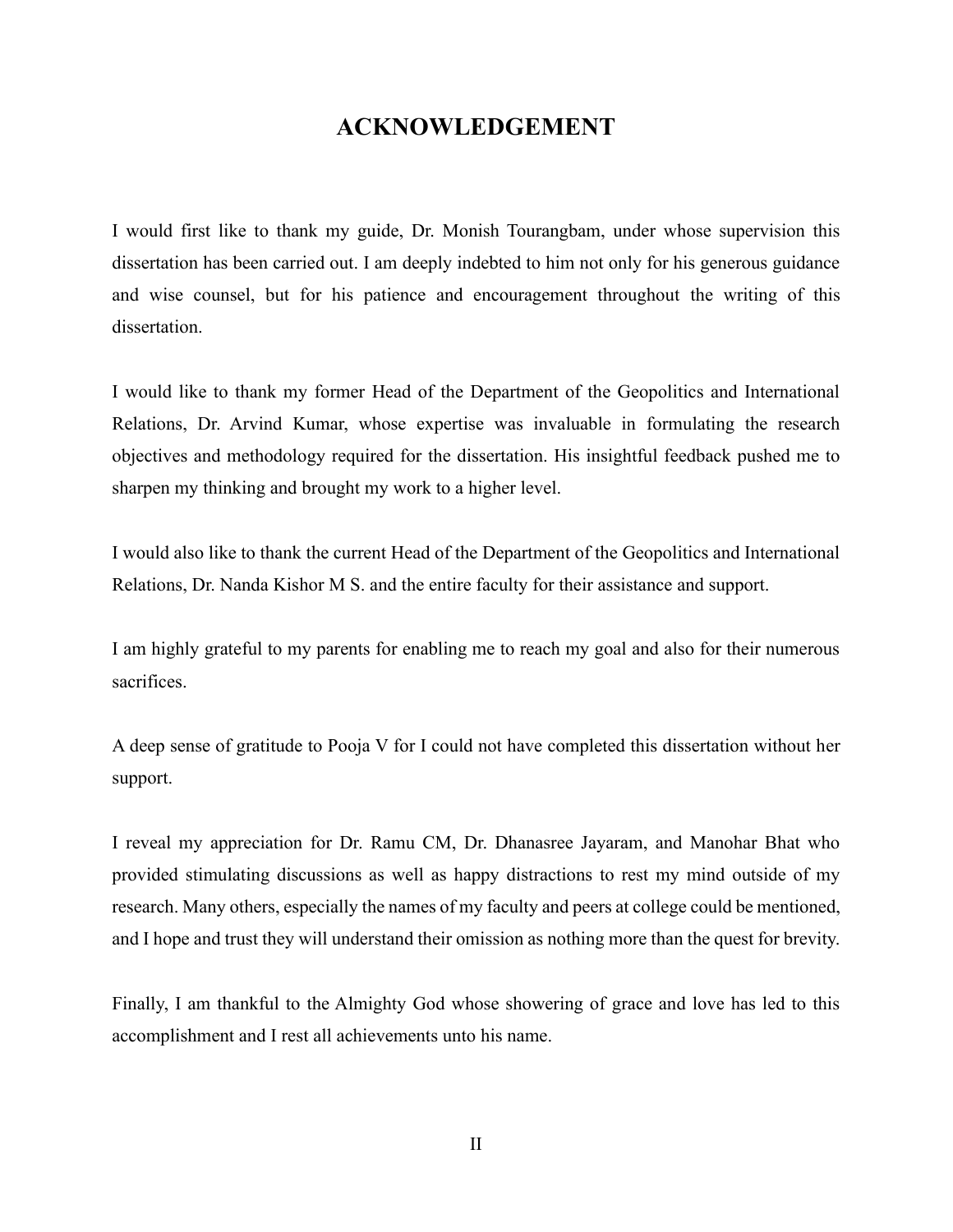# ACKNOWLEDGEMENT

I would first like to thank my guide, Dr. Monish Tourangbam, under whose supervision this dissertation has been carried out. I am deeply indebted to him not only for his generous guidance and wise counsel, but for his patience and encouragement throughout the writing of this dissertation.

I would like to thank my former Head of the Department of the Geopolitics and International Relations, Dr. Arvind Kumar, whose expertise was invaluable in formulating the research objectives and methodology required for the dissertation. His insightful feedback pushed me to sharpen my thinking and brought my work to a higher level.

I would also like to thank the current Head of the Department of the Geopolitics and International Relations, Dr. Nanda Kishor M S. and the entire faculty for their assistance and support.

I am highly grateful to my parents for enabling me to reach my goal and also for their numerous sacrifices.

A deep sense of gratitude to Pooja V for I could not have completed this dissertation without her support.

I reveal my appreciation for Dr. Ramu CM, Dr. Dhanasree Jayaram, and Manohar Bhat who provided stimulating discussions as well as happy distractions to rest my mind outside of my research. Many others, especially the names of my faculty and peers at college could be mentioned, and I hope and trust they will understand their omission as nothing more than the quest for brevity.

Finally, I am thankful to the Almighty God whose showering of grace and love has led to this accomplishment and I rest all achievements unto his name.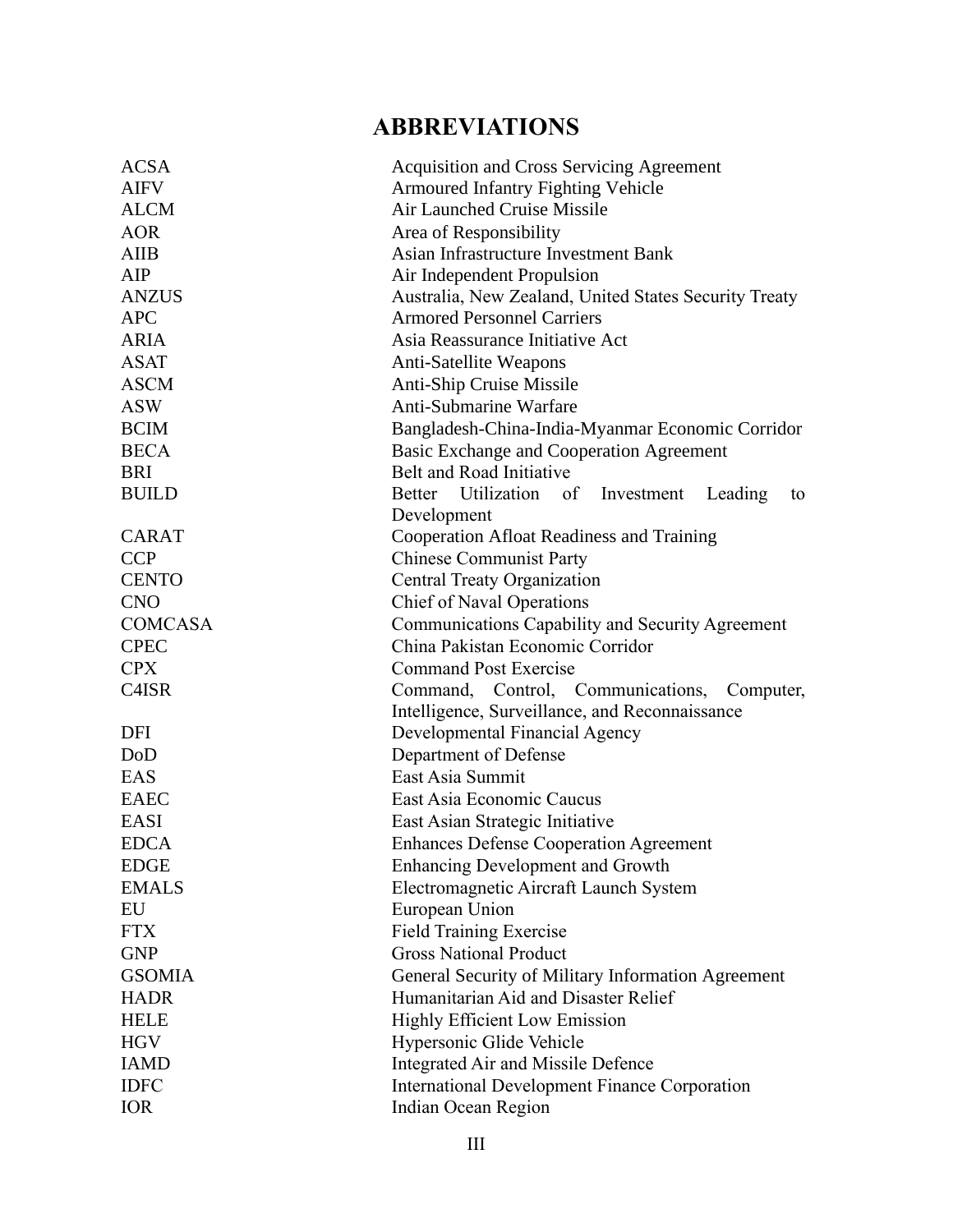# ABBREVIATIONS

| | |
|---|---|
| ACSA | Acquisition and Cross Servicing Agreement |
| AIFV | Armoured Infantry Fighting Vehicle |
| ALCM | Air Launched Cruise Missile |
| AOR | Area of Responsibility |
| AIIB | Asian Infrastructure Investment Bank |
| AIP | Air Independent Propulsion |
| ANZUS | Australia, New Zealand, United States Security Treaty |
| APC | Armored Personnel Carriers |
| ARIA | Asia Reassurance Initiative Act |
| ASAT | Anti-Satellite Weapons |
| ASCM | Anti-Ship Cruise Missile |
| ASW | Anti-Submarine Warfare |
| BCIM | Bangladesh-China-India-Myanmar Economic Corridor |
| BECA | Basic Exchange and Cooperation Agreement |
| BRI | Belt and Road Initiative |
| BUILD | Better Utilization of Investment Leading to Development |
| CARAT | Cooperation Afloat Readiness and Training |
| CCP | Chinese Communist Party |
| CENTO | Central Treaty Organization |
| CNO | Chief of Naval Operations |
| COMCASA | Communications Capability and Security Agreement |
| CPEC | China Pakistan Economic Corridor |
| CPX | Command Post Exercise |
| C4ISR | Command, Control, Communications, Computer, Intelligence, Surveillance, and Reconnaissance |
| DFI | Developmental Financial Agency |
| DoD | Department of Defense |
| EAS | East Asia Summit |
| EAEC | East Asia Economic Caucus |
| EASI | East Asian Strategic Initiative |
| EDCA | Enhances Defense Cooperation Agreement |
| EDGE | Enhancing Development and Growth |
| EMALS | Electromagnetic Aircraft Launch System |
| EU | European Union |
| FTX | Field Training Exercise |
| GNP | Gross National Product |
| GSOMIA | General Security of Military Information Agreement |
| HADR | Humanitarian Aid and Disaster Relief |
| HELE | Highly Efficient Low Emission |
| HGV | Hypersonic Glide Vehicle |
| IAMD | Integrated Air and Missile Defence |
| IDFC | International Development Finance Corporation |
| IOR | Indian Ocean Region |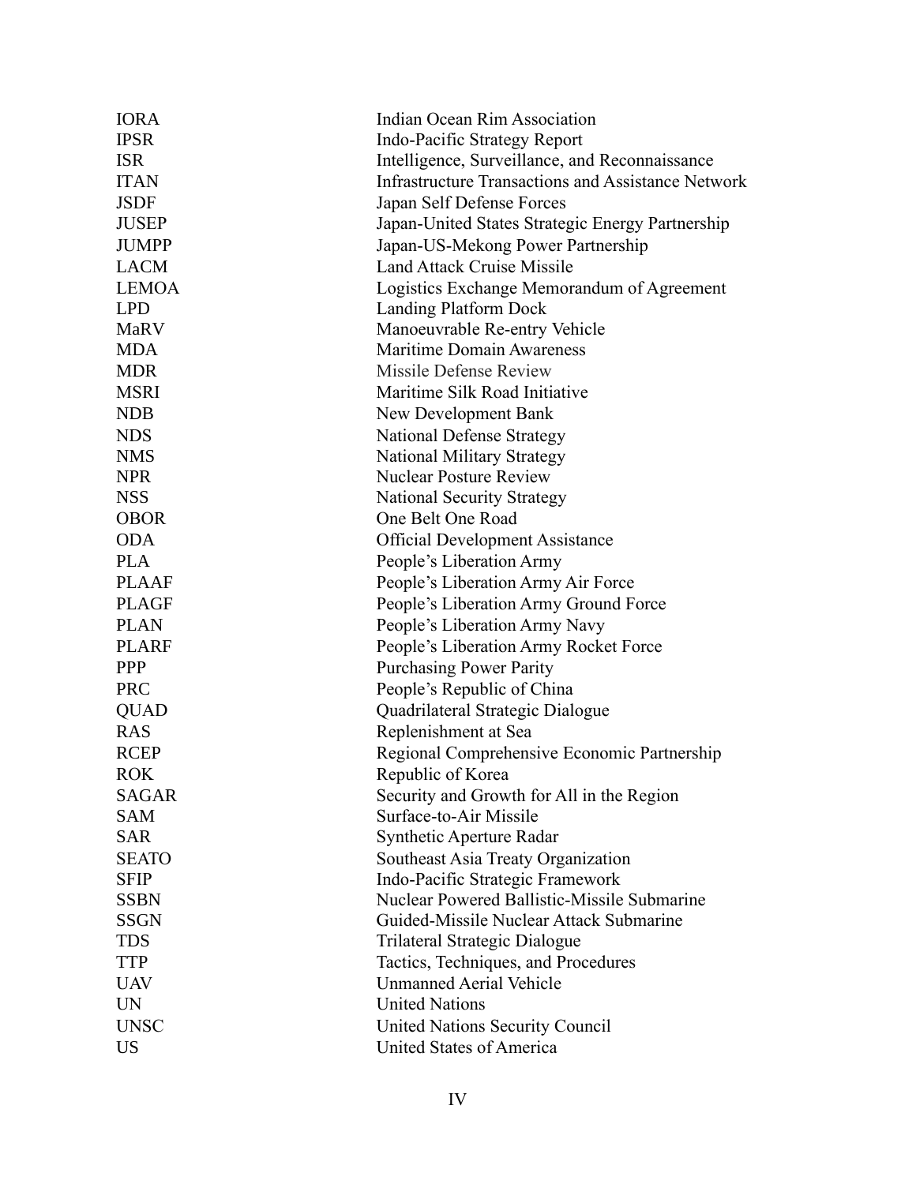| | |
|---|---|
| IORA | Indian Ocean Rim Association |
| IPSR | Indo-Pacific Strategy Report |
| ISR | Intelligence, Surveillance, and Reconnaissance |
| ITAN | Infrastructure Transactions and Assistance Network |
| JSDF | Japan Self Defense Forces |
| JUSEP | Japan-United States Strategic Energy Partnership |
| JUMPP | Japan-US-Mekong Power Partnership |
| LACM | Land Attack Cruise Missile |
| LEMOA | Logistics Exchange Memorandum of Agreement |
| LPD | Landing Platform Dock |
| MaRV | Manoeuvrable Re-entry Vehicle |
| MDA | Maritime Domain Awareness |
| MDR | Missile Defense Review |
| MSRI | Maritime Silk Road Initiative |
| NDB | New Development Bank |
| NDS | National Defense Strategy |
| NMS | National Military Strategy |
| NPR | Nuclear Posture Review |
| NSS | National Security Strategy |
| OBOR | One Belt One Road |
| ODA | Official Development Assistance |
| PLA | People's Liberation Army |
| PLAAF | People's Liberation Army Air Force |
| PLAGF | People's Liberation Army Ground Force |
| PLAN | People's Liberation Army Navy |
| PLARF | People's Liberation Army Rocket Force |
| PPP | Purchasing Power Parity |
| PRC | People's Republic of China |
| QUAD | Quadrilateral Strategic Dialogue |
| RAS | Replenishment at Sea |
| RCEP | Regional Comprehensive Economic Partnership |
| ROK | Republic of Korea |
| SAGAR | Security and Growth for All in the Region |
| SAM | Surface-to-Air Missile |
| SAR | Synthetic Aperture Radar |
| SEATO | Southeast Asia Treaty Organization |
| SFIP | Indo-Pacific Strategic Framework |
| SSBN | Nuclear Powered Ballistic-Missile Submarine |
| SSGN | Guided-Missile Nuclear Attack Submarine |
| TDS | Trilateral Strategic Dialogue |
| TTP | Tactics, Techniques, and Procedures |
| UAV | Unmanned Aerial Vehicle |
| UN | United Nations |
| UNSC | United Nations Security Council |
| US | United States of America |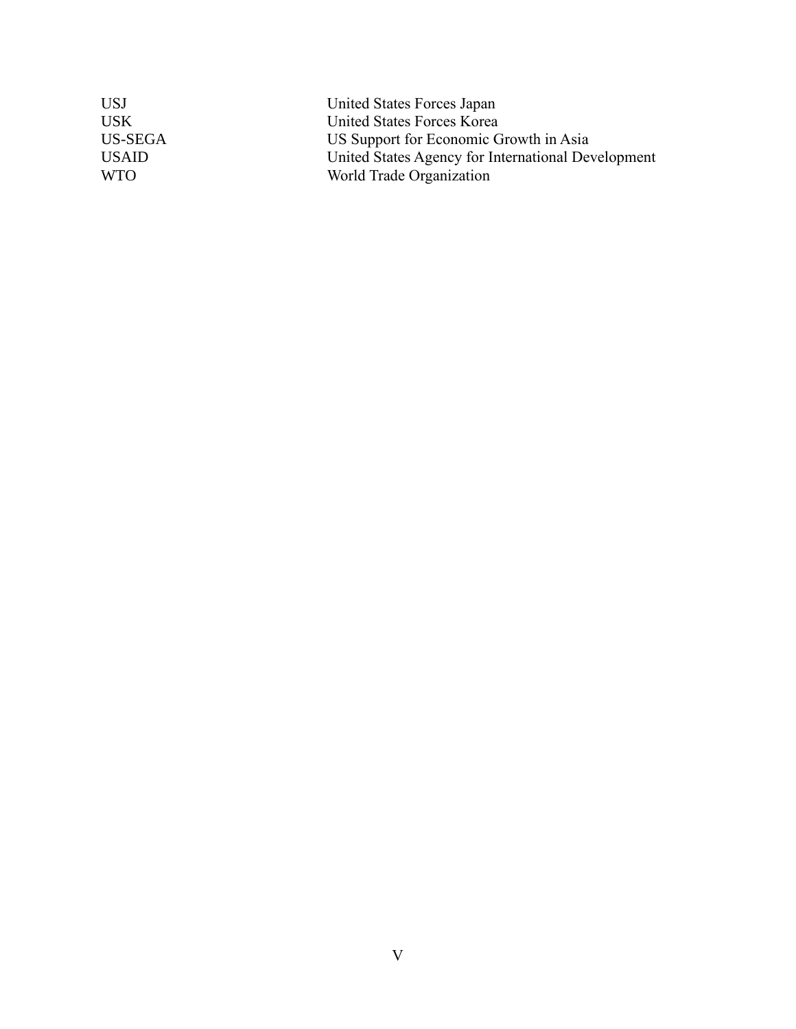| | |
|---|---|
| USJ | United States Forces Japan |
| USK | United States Forces Korea |
| US-SEGA | US Support for Economic Growth in Asia |
| USAID | United States Agency for International Development |
| WTO | World Trade Organization |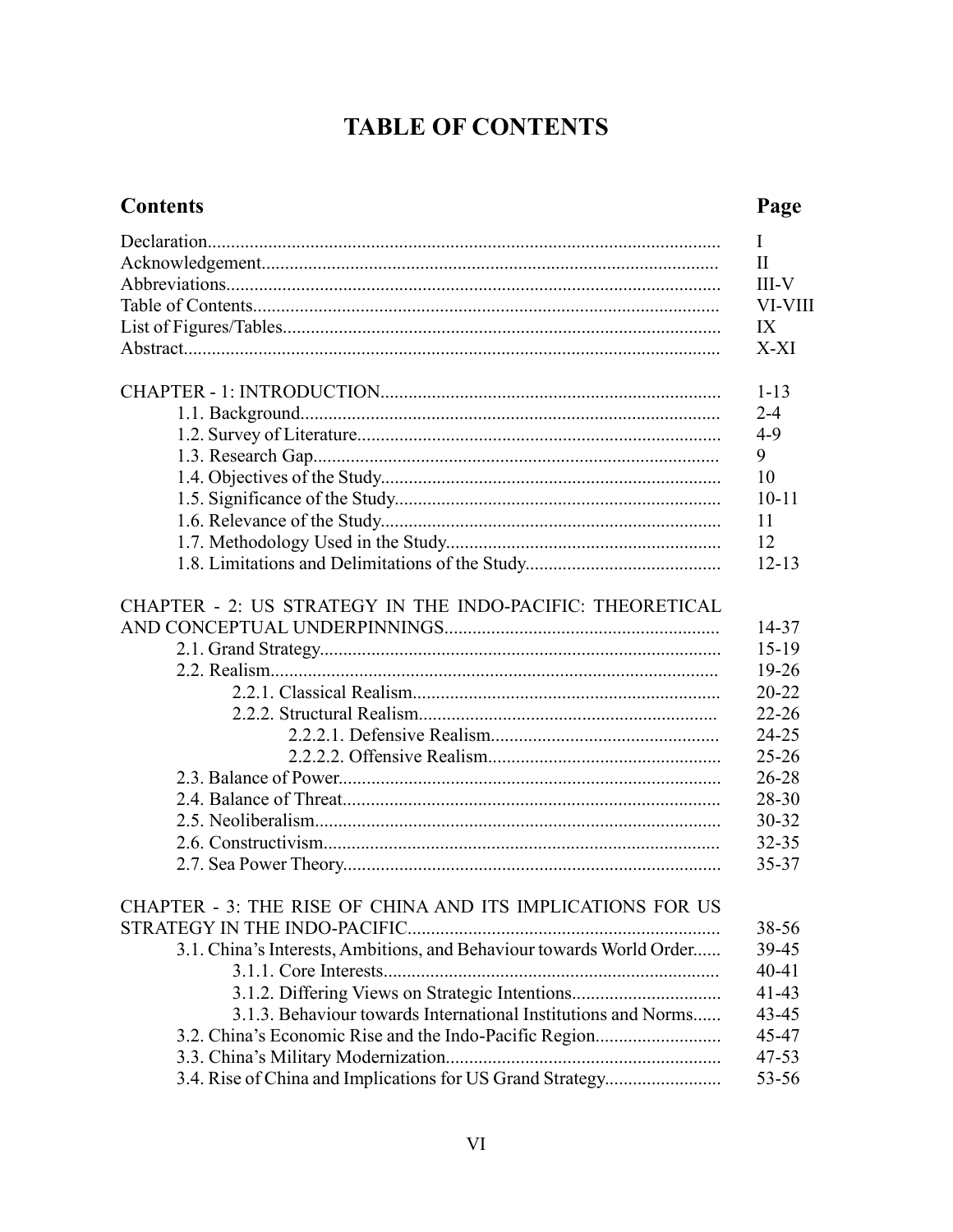# TABLE OF CONTENTS

| Contents | Page |
|---|---|
| Declaration | I |
| Acknowledgement | II |
| Abbreviations | III-V |
| Table of Contents | VI-VIII |
| List of Figures/Tables | IX |
| Abstract | X-XI |
| | |
| CHAPTER - 1: INTRODUCTION | 1-13 |
| 1.1. Background | 2-4 |
| 1.2. Survey of Literature | 4-9 |
| 1.3. Research Gap | 9 |
| 1.4. Objectives of the Study | 10 |
| 1.5. Significance of the Study | 10-11 |
| 1.6. Relevance of the Study | 11 |
| 1.7. Methodology Used in the Study | 12 |
| 1.8. Limitations and Delimitations of the Study | 12-13 |
| | |
| CHAPTER - 2: US STRATEGY IN THE INDO-PACIFIC: THEORETICAL AND CONCEPTUAL UNDERPINNINGS | 14-37 |
| 2.1. Grand Strategy | 15-19 |
| 2.2. Realism | 19-26 |
| 2.2.1. Classical Realism | 20-22 |
| 2.2.2. Structural Realism | 22-26 |
| 2.2.2.1. Defensive Realism | 24-25 |
| 2.2.2.2. Offensive Realism | 25-26 |
| 2.3. Balance of Power | 26-28 |
| 2.4. Balance of Threat | 28-30 |
| 2.5. Neoliberalism | 30-32 |
| 2.6. Constructivism | 32-35 |
| 2.7. Sea Power Theory | 35-37 |
| | |
| CHAPTER - 3: THE RISE OF CHINA AND ITS IMPLICATIONS FOR US STRATEGY IN THE INDO-PACIFIC | 38-56 |
| 3.1. China's Interests, Ambitions, and Behaviour towards World Order | 39-45 |
| 3.1.1. Core Interests | 40-41 |
| 3.1.2. Differing Views on Strategic Intentions | 41-43 |
| 3.1.3. Behaviour towards International Institutions and Norms | 43-45 |
| 3.2. China's Economic Rise and the Indo-Pacific Region | 45-47 |
| 3.3. China's Military Modernization | 47-53 |
| 3.4. Rise of China and Implications for US Grand Strategy | 53-56 |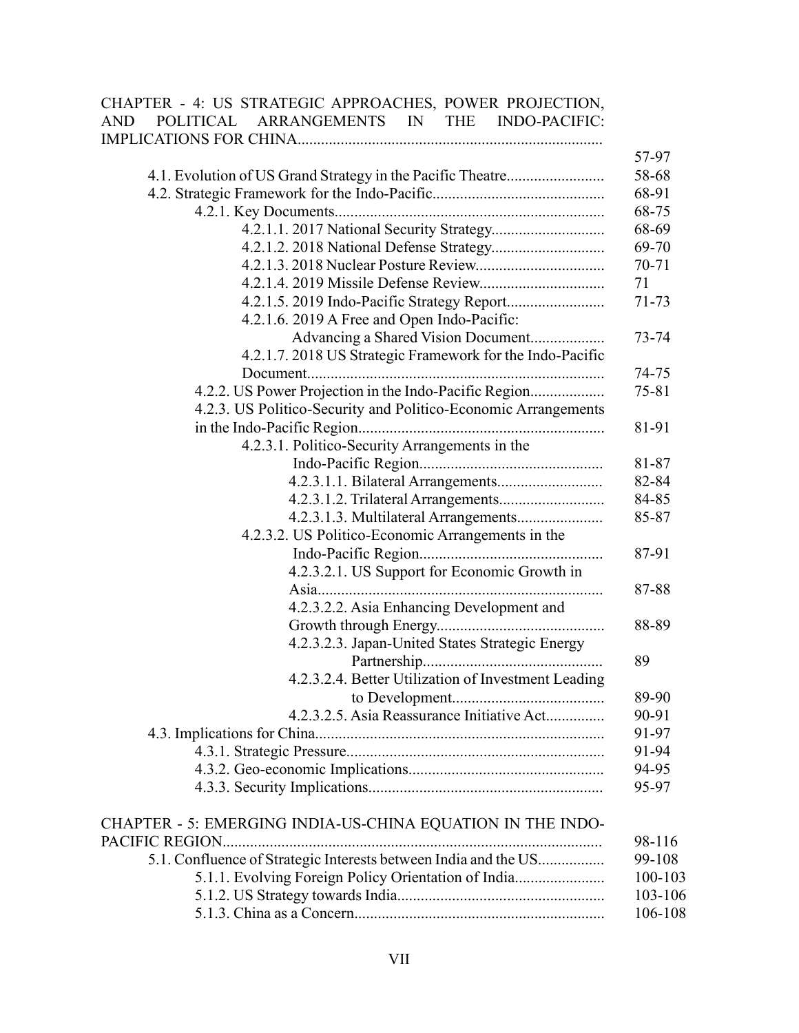| | |
|---|---|
| CHAPTER - 4: US STRATEGIC APPROACHES, POWER PROJECTION, AND POLITICAL ARRANGEMENTS IN THE INDO-PACIFIC: IMPLICATIONS FOR CHINA | 57-97 |
| 4.1. Evolution of US Grand Strategy in the Pacific Theatre | 58-68 |
| 4.2. Strategic Framework for the Indo-Pacific | 68-91 |
| 4.2.1. Key Documents | 68-75 |
| 4.2.1.1. 2017 National Security Strategy | 68-69 |
| 4.2.1.2. 2018 National Defense Strategy | 69-70 |
| 4.2.1.3. 2018 Nuclear Posture Review | 70-71 |
| 4.2.1.4. 2019 Missile Defense Review | 71 |
| 4.2.1.5. 2019 Indo-Pacific Strategy Report | 71-73 |
| 4.2.1.6. 2019 A Free and Open Indo-Pacific: Advancing a Shared Vision Document | 73-74 |
| 4.2.1.7. 2018 US Strategic Framework for the Indo-Pacific Document | 74-75 |
| 4.2.2. US Power Projection in the Indo-Pacific Region | 75-81 |
| 4.2.3. US Politico-Security and Politico-Economic Arrangements in the Indo-Pacific Region | 81-91 |
| 4.2.3.1. Politico-Security Arrangements in the Indo-Pacific Region | 81-87 |
| 4.2.3.1.1. Bilateral Arrangements | 82-84 |
| 4.2.3.1.2. Trilateral Arrangements | 84-85 |
| 4.2.3.1.3. Multilateral Arrangements | 85-87 |
| 4.2.3.2. US Politico-Economic Arrangements in the Indo-Pacific Region | 87-91 |
| 4.2.3.2.1. US Support for Economic Growth in Asia | 87-88 |
| 4.2.3.2.2. Asia Enhancing Development and Growth through Energy | 88-89 |
| 4.2.3.2.3. Japan-United States Strategic Energy Partnership | 89 |
| 4.2.3.2.4. Better Utilization of Investment Leading to Development | 89-90 |
| 4.2.3.2.5. Asia Reassurance Initiative Act | 90-91 |
| 4.3. Implications for China | 91-97 |
| 4.3.1. Strategic Pressure | 91-94 |
| 4.3.2. Geo-economic Implications | 94-95 |
| 4.3.3. Security Implications | 95-97 |
| CHAPTER - 5: EMERGING INDIA-US-CHINA EQUATION IN THE INDO-PACIFIC REGION | 98-116 |
| 5.1. Confluence of Strategic Interests between India and the US | 99-108 |
| 5.1.1. Evolving Foreign Policy Orientation of India | 100-103 |
| 5.1.2. US Strategy towards India | 103-106 |
| 5.1.3. China as a Concern | 106-108 |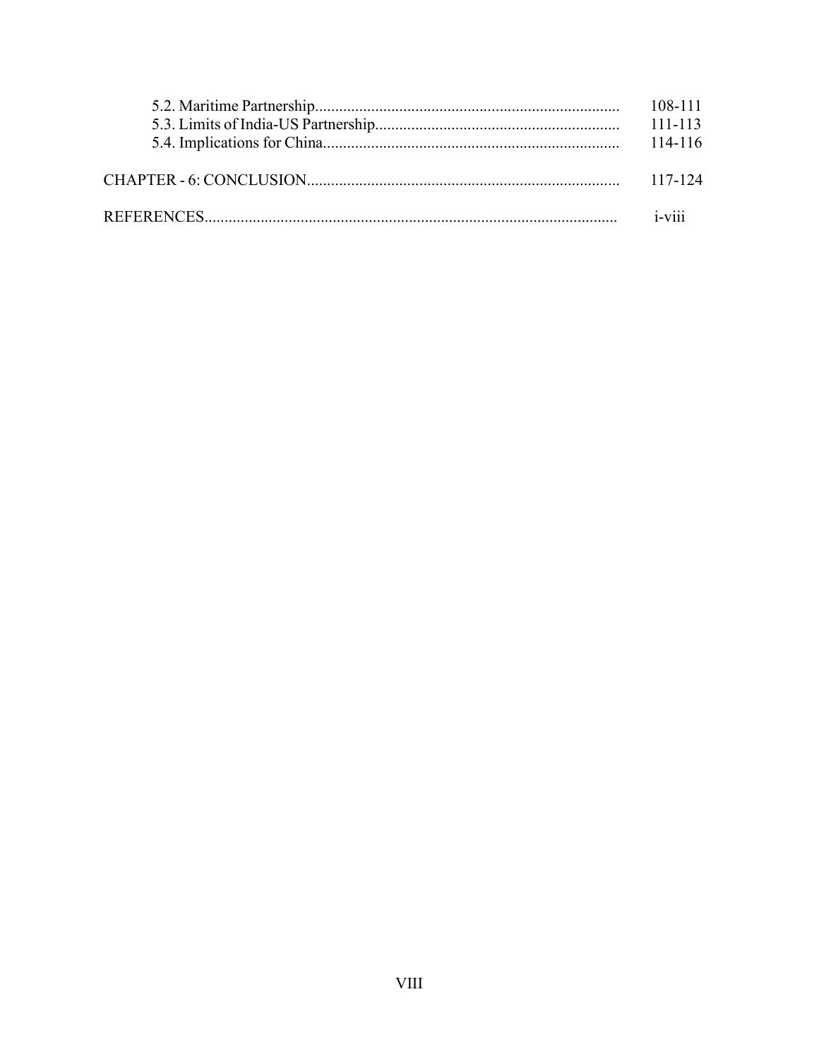| | |
|---|---|
| 5.2. Maritime Partnership | 108-111 |
| 5.3. Limits of India-US Partnership | 111-113 |
| 5.4. Implications for China | 114-116 |
| CHAPTER - 6: CONCLUSION | 117-124 |
| REFERENCES | i-viii |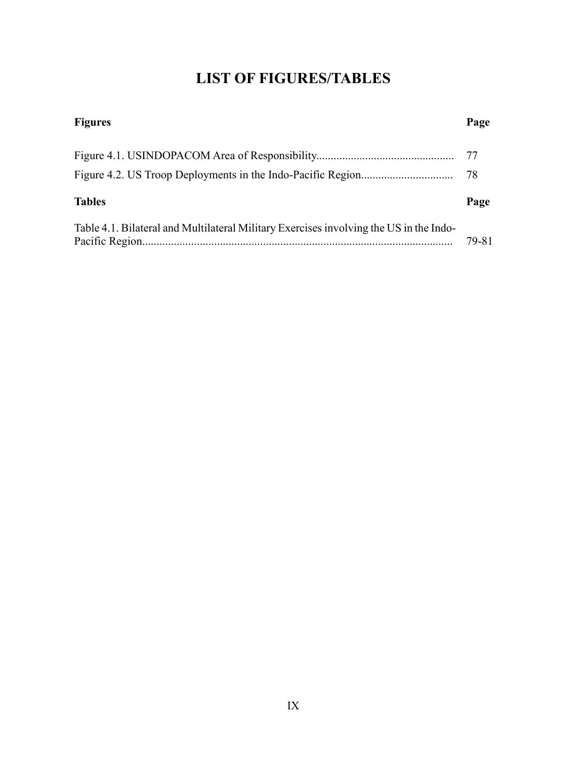# LIST OF FIGURES/TABLES

| **Figures** | **Page** |
| --- | --- |
| Figure 4.1. USINDOPACOM Area of Responsibility................................................ | 77 |
| Figure 4.2. US Troop Deployments in the Indo-Pacific Region................................ | 78 |

| **Tables** | **Page** |
| --- | --- |
| Table 4.1. Bilateral and Multilateral Military Exercises involving the US in the Indo-Pacific Region............................................................................................................. | 79-81 |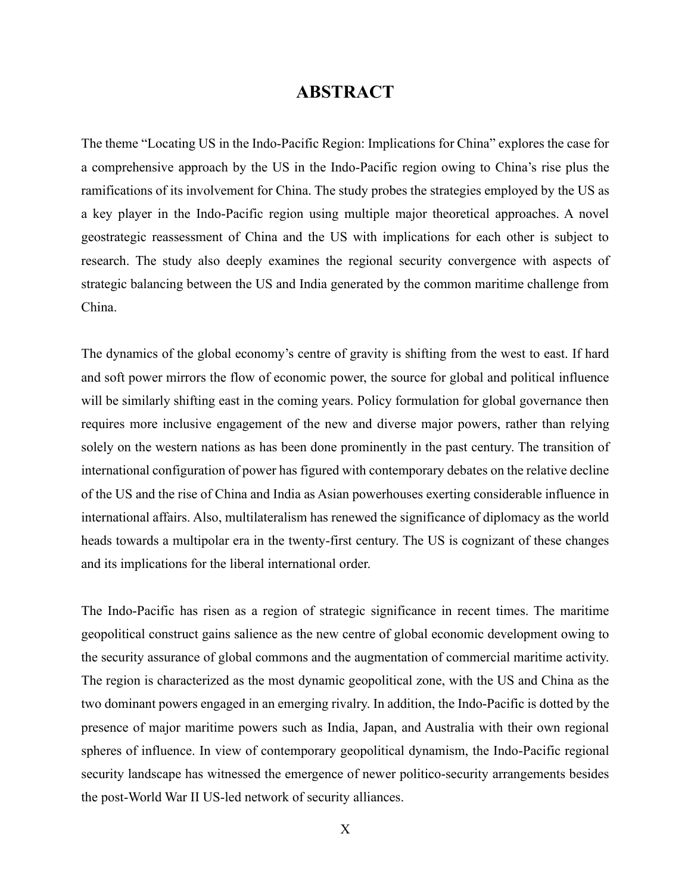# ABSTRACT

The theme "Locating US in the Indo-Pacific Region: Implications for China" explores the case for a comprehensive approach by the US in the Indo-Pacific region owing to China's rise plus the ramifications of its involvement for China. The study probes the strategies employed by the US as a key player in the Indo-Pacific region using multiple major theoretical approaches. A novel geostrategic reassessment of China and the US with implications for each other is subject to research. The study also deeply examines the regional security convergence with aspects of strategic balancing between the US and India generated by the common maritime challenge from China.

The dynamics of the global economy's centre of gravity is shifting from the west to east. If hard and soft power mirrors the flow of economic power, the source for global and political influence will be similarly shifting east in the coming years. Policy formulation for global governance then requires more inclusive engagement of the new and diverse major powers, rather than relying solely on the western nations as has been done prominently in the past century. The transition of international configuration of power has figured with contemporary debates on the relative decline of the US and the rise of China and India as Asian powerhouses exerting considerable influence in international affairs. Also, multilateralism has renewed the significance of diplomacy as the world heads towards a multipolar era in the twenty-first century. The US is cognizant of these changes and its implications for the liberal international order.

The Indo-Pacific has risen as a region of strategic significance in recent times. The maritime geopolitical construct gains salience as the new centre of global economic development owing to the security assurance of global commons and the augmentation of commercial maritime activity. The region is characterized as the most dynamic geopolitical zone, with the US and China as the two dominant powers engaged in an emerging rivalry. In addition, the Indo-Pacific is dotted by the presence of major maritime powers such as India, Japan, and Australia with their own regional spheres of influence. In view of contemporary geopolitical dynamism, the Indo-Pacific regional security landscape has witnessed the emergence of newer politico-security arrangements besides the post-World War II US-led network of security alliances.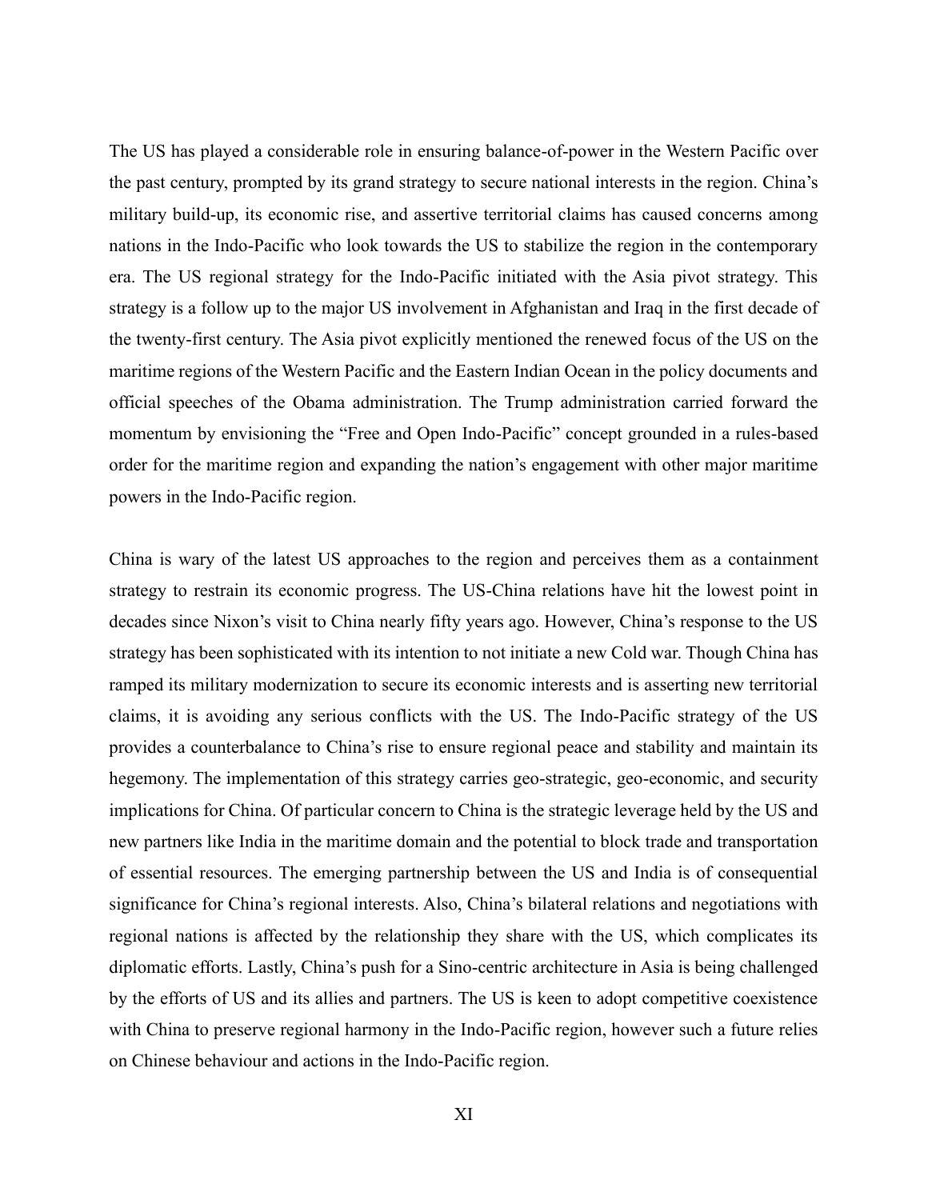The US has played a considerable role in ensuring balance-of-power in the Western Pacific over the past century, prompted by its grand strategy to secure national interests in the region. China's military build-up, its economic rise, and assertive territorial claims has caused concerns among nations in the Indo-Pacific who look towards the US to stabilize the region in the contemporary era. The US regional strategy for the Indo-Pacific initiated with the Asia pivot strategy. This strategy is a follow up to the major US involvement in Afghanistan and Iraq in the first decade of the twenty-first century. The Asia pivot explicitly mentioned the renewed focus of the US on the maritime regions of the Western Pacific and the Eastern Indian Ocean in the policy documents and official speeches of the Obama administration. The Trump administration carried forward the momentum by envisioning the "Free and Open Indo-Pacific" concept grounded in a rules-based order for the maritime region and expanding the nation's engagement with other major maritime powers in the Indo-Pacific region.

China is wary of the latest US approaches to the region and perceives them as a containment strategy to restrain its economic progress. The US-China relations have hit the lowest point in decades since Nixon's visit to China nearly fifty years ago. However, China's response to the US strategy has been sophisticated with its intention to not initiate a new Cold war. Though China has ramped its military modernization to secure its economic interests and is asserting new territorial claims, it is avoiding any serious conflicts with the US. The Indo-Pacific strategy of the US provides a counterbalance to China's rise to ensure regional peace and stability and maintain its hegemony. The implementation of this strategy carries geo-strategic, geo-economic, and security implications for China. Of particular concern to China is the strategic leverage held by the US and new partners like India in the maritime domain and the potential to block trade and transportation of essential resources. The emerging partnership between the US and India is of consequential significance for China's regional interests. Also, China's bilateral relations and negotiations with regional nations is affected by the relationship they share with the US, which complicates its diplomatic efforts. Lastly, China's push for a Sino-centric architecture in Asia is being challenged by the efforts of US and its allies and partners. The US is keen to adopt competitive coexistence with China to preserve regional harmony in the Indo-Pacific region, however such a future relies on Chinese behaviour and actions in the Indo-Pacific region.